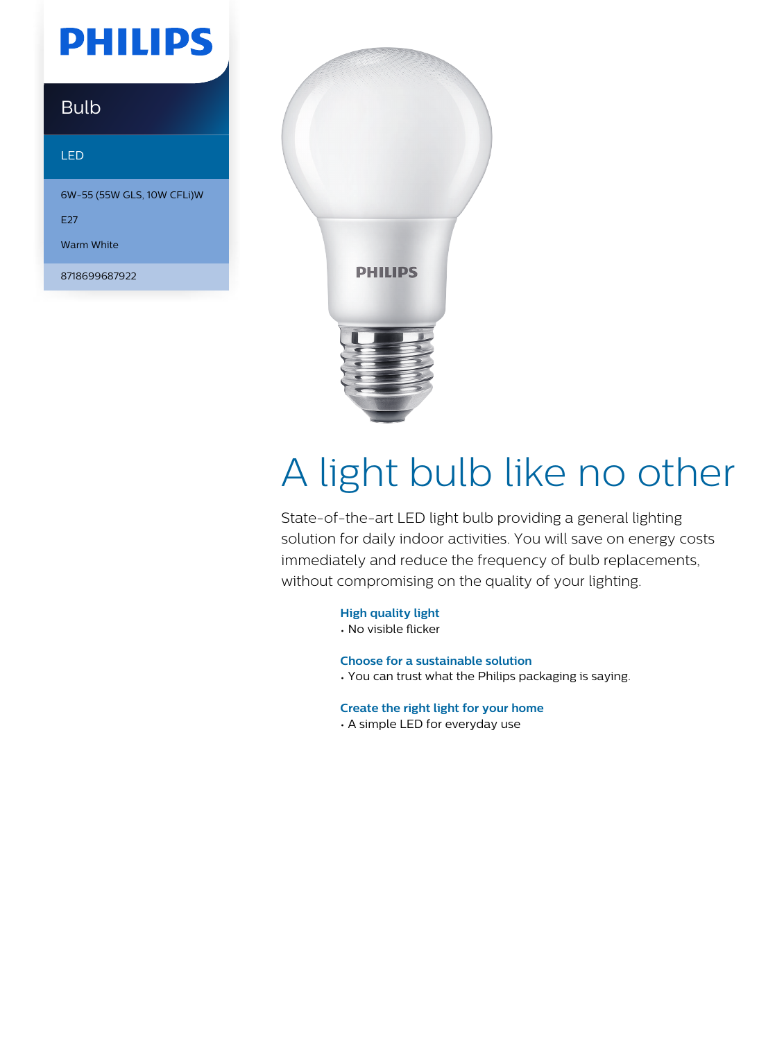PHILIPS

Bulb

LED

6W-55 (55W GLS, 10W CFLi)W

E27

Warm White

8718699687922

# A light bulb like no other

State-of-the-art LED light bulb providing a general lighting solution for daily indoor activities. You will save on energy costs immediately and reduce the frequency of bulb replacements, without compromising on the quality of your lighting.

### High quality light

- No visible flicker

### Choose for a sustainable solution

- You can trust what the Philips packaging is saying.

### Create the right light for your home

- A simple LED for everyday use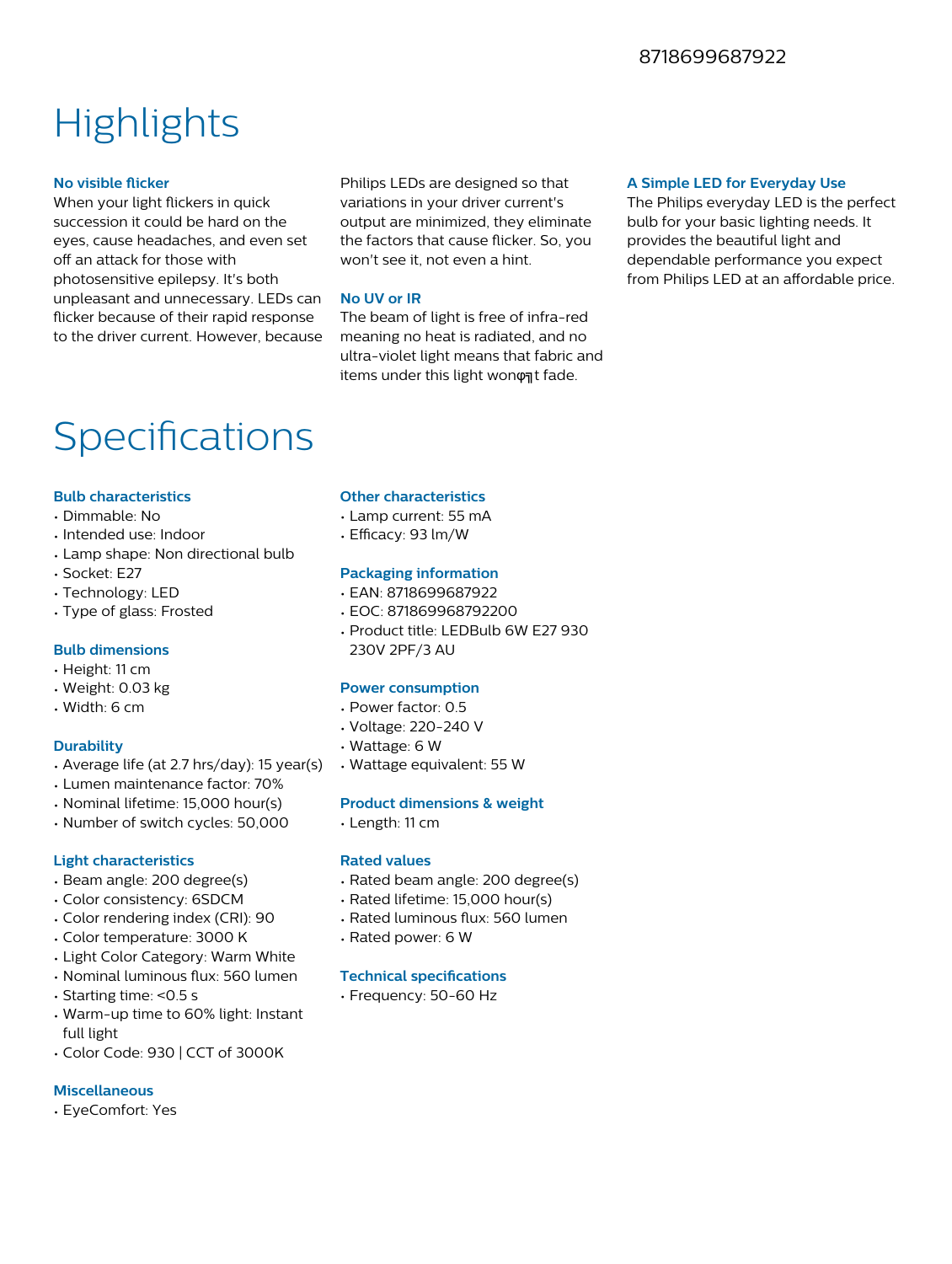8718699687922

# Highlights

### No visible flicker

When your light flickers in quick succession it could be hard on the eyes, cause headaches, and even set off an attack for those with photosensitive epilepsy. It's both unpleasant and unnecessary. LEDs can flicker because of their rapid response to the driver current. However, because Philips LEDs are designed so that variations in your driver current's output are minimized, they eliminate the factors that cause flicker. So, you won't see it, not even a hint.

### No UV or IR

The beam of light is free of infra-red meaning no heat is radiated, and no ultra-violet light means that fabric and items under this light wonφ╗t fade.

### A Simple LED for Everyday Use

The Philips everyday LED is the perfect bulb for your basic lighting needs. It provides the beautiful light and dependable performance you expect from Philips LED at an affordable price.

# Specifications

### Bulb characteristics

- Dimmable: No
- Intended use: Indoor
- Lamp shape: Non directional bulb
- Socket: E27
- Technology: LED
- Type of glass: Frosted

### Bulb dimensions

- Height: 11 cm
- Weight: 0.03 kg
- Width: 6 cm

### Durability

- Average life (at 2.7 hrs/day): 15 year(s)
- Lumen maintenance factor: 70%
- Nominal lifetime: 15,000 hour(s)
- Number of switch cycles: 50,000

### Light characteristics

- Beam angle: 200 degree(s)
- Color consistency: 6SDCM
- Color rendering index (CRI): 90
- Color temperature: 3000 K
- Light Color Category: Warm White
- Nominal luminous flux: 560 lumen
- Starting time: <0.5 s
- Warm-up time to 60% light: Instant full light
- Color Code: 930 | CCT of 3000K

### Miscellaneous

- EyeComfort: Yes

### Other characteristics

- Lamp current: 55 mA
- Efficacy: 93 lm/W

### Packaging information

- EAN: 8718699687922
- EOC: 871869968792200
- Product title: LEDBulb 6W E27 930 230V 2PF/3 AU

### Power consumption

- Power factor: 0.5
- Voltage: 220-240 V
- Wattage: 6 W
- Wattage equivalent: 55 W

### Product dimensions & weight

- Length: 11 cm

### Rated values

- Rated beam angle: 200 degree(s)
- Rated lifetime: 15,000 hour(s)
- Rated luminous flux: 560 lumen
- Rated power: 6 W

### Technical specifications

- Frequency: 50-60 Hz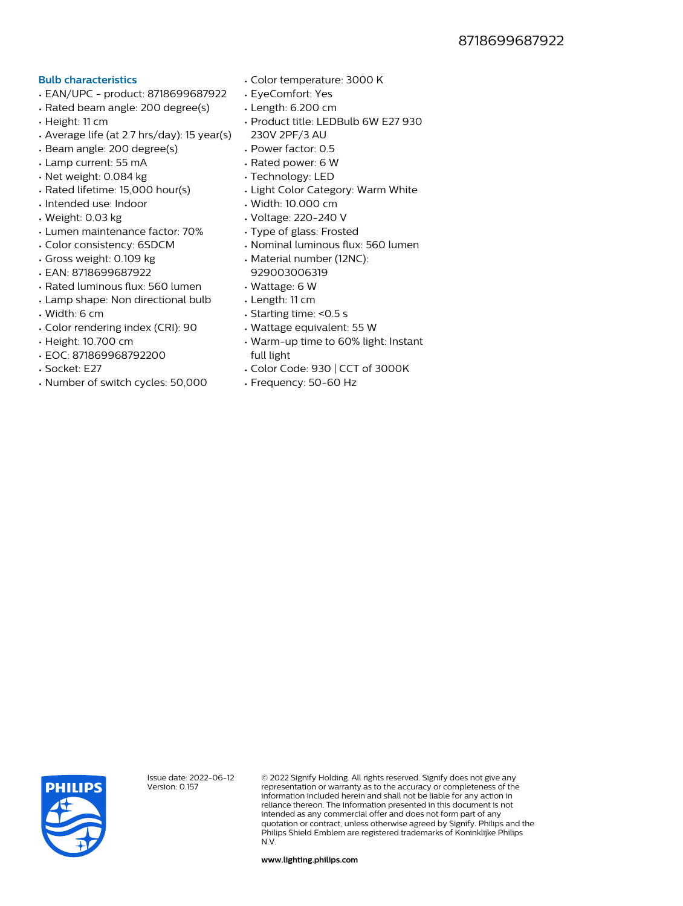## Bulb characteristics

- EAN/UPC - product: 8718699687922
- Rated beam angle: 200 degree(s)
- Height: 11 cm
- Average life (at 2.7 hrs/day): 15 year(s)
- Beam angle: 200 degree(s)
- Lamp current: 55 mA
- Net weight: 0.084 kg
- Rated lifetime: 15,000 hour(s)
- Intended use: Indoor
- Weight: 0.03 kg
- Lumen maintenance factor: 70%
- Color consistency: 6SDCM
- Gross weight: 0.109 kg
- EAN: 8718699687922
- Rated luminous flux: 560 lumen
- Lamp shape: Non directional bulb
- Width: 6 cm
- Color rendering index (CRI): 90
- Height: 10.700 cm
- EOC: 871869968792200
- Socket: E27
- Number of switch cycles: 50,000
- Color temperature: 3000 K
- EyeComfort: Yes
- Length: 6.200 cm
- Product title: LEDBulb 6W E27 930 230V 2PF/3 AU
- Power factor: 0.5
- Rated power: 6 W
- Technology: LED
- Light Color Category: Warm White
- Width: 10.000 cm
- Voltage: 220-240 V
- Type of glass: Frosted
- Nominal luminous flux: 560 lumen
- Material number (12NC): 929003006319
- Wattage: 6 W
- Length: 11 cm
- Starting time: <0.5 s
- Wattage equivalent: 55 W
- Warm-up time to 60% light: Instant full light
- Color Code: 930 | CCT of 3000K
- Frequency: 50-60 Hz

Issue date: 2022-06-12
Version: 0.157

© 2022 Signify Holding. All rights reserved. Signify does not give any representation or warranty as to the accuracy or completeness of the information included herein and shall not be liable for any action in reliance thereon. The information presented in this document is not intended as any commercial offer and does not form part of any quotation or contract, unless otherwise agreed by Signify. Philips and the Philips Shield Emblem are registered trademarks of Koninklijke Philips N.V.

**www.lighting.philips.com**